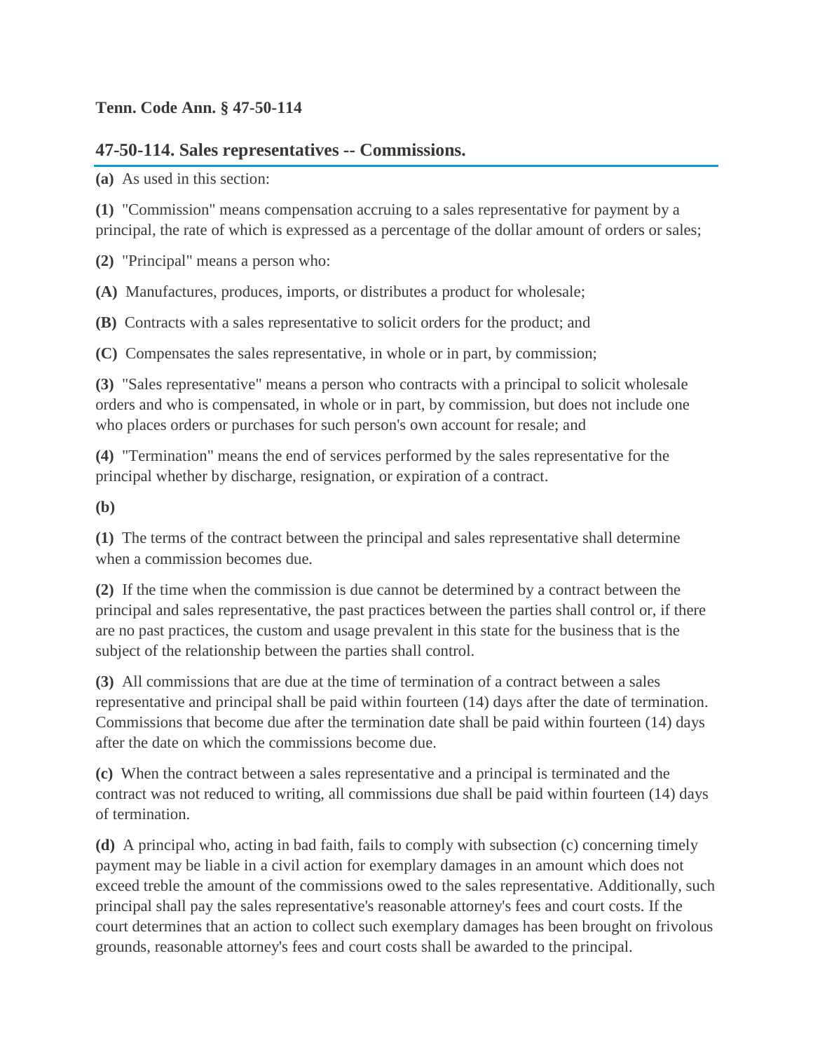**Tenn. Code Ann. § 47-50-114**

## 47-50-114. Sales representatives -- Commissions.

**(a)** As used in this section:

**(1)** "Commission" means compensation accruing to a sales representative for payment by a principal, the rate of which is expressed as a percentage of the dollar amount of orders or sales;

**(2)** "Principal" means a person who:

**(A)** Manufactures, produces, imports, or distributes a product for wholesale;

**(B)** Contracts with a sales representative to solicit orders for the product; and

**(C)** Compensates the sales representative, in whole or in part, by commission;

**(3)** "Sales representative" means a person who contracts with a principal to solicit wholesale orders and who is compensated, in whole or in part, by commission, but does not include one who places orders or purchases for such person's own account for resale; and

**(4)** "Termination" means the end of services performed by the sales representative for the principal whether by discharge, resignation, or expiration of a contract.

**(b)**

**(1)** The terms of the contract between the principal and sales representative shall determine when a commission becomes due.

**(2)** If the time when the commission is due cannot be determined by a contract between the principal and sales representative, the past practices between the parties shall control or, if there are no past practices, the custom and usage prevalent in this state for the business that is the subject of the relationship between the parties shall control.

**(3)** All commissions that are due at the time of termination of a contract between a sales representative and principal shall be paid within fourteen (14) days after the date of termination. Commissions that become due after the termination date shall be paid within fourteen (14) days after the date on which the commissions become due.

**(c)** When the contract between a sales representative and a principal is terminated and the contract was not reduced to writing, all commissions due shall be paid within fourteen (14) days of termination.

**(d)** A principal who, acting in bad faith, fails to comply with subsection (c) concerning timely payment may be liable in a civil action for exemplary damages in an amount which does not exceed treble the amount of the commissions owed to the sales representative. Additionally, such principal shall pay the sales representative's reasonable attorney's fees and court costs. If the court determines that an action to collect such exemplary damages has been brought on frivolous grounds, reasonable attorney's fees and court costs shall be awarded to the principal.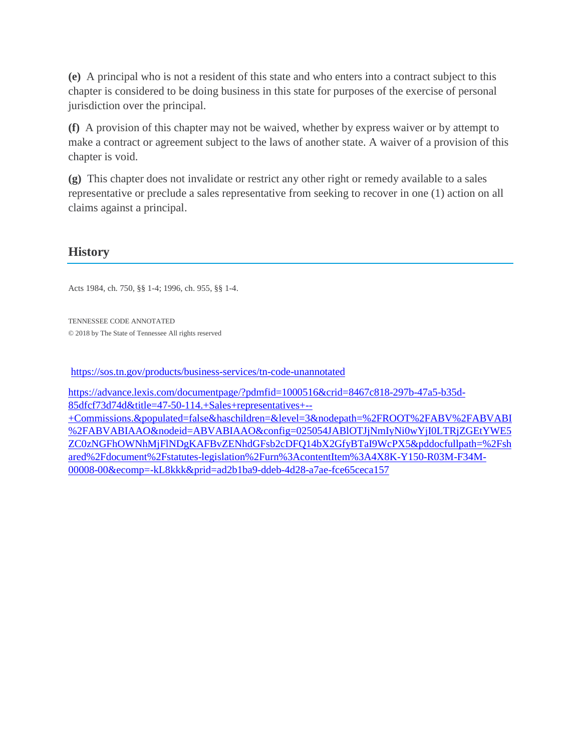**(e)** A principal who is not a resident of this state and who enters into a contract subject to this chapter is considered to be doing business in this state for purposes of the exercise of personal jurisdiction over the principal.

**(f)** A provision of this chapter may not be waived, whether by express waiver or by attempt to make a contract or agreement subject to the laws of another state. A waiver of a provision of this chapter is void.

**(g)** This chapter does not invalidate or restrict any other right or remedy available to a sales representative or preclude a sales representative from seeking to recover in one (1) action on all claims against a principal.

## History

Acts 1984, ch. 750, §§ 1-4; 1996, ch. 955, §§ 1-4.

TENNESSEE CODE ANNOTATED
© 2018 by The State of Tennessee All rights reserved

https://sos.tn.gov/products/business-services/tn-code-unannotated

https://advance.lexis.com/documentpage/?pdmfid=1000516&crid=8467c818-297b-47a5-b35d-85dfcf73d74d&title=47-50-114.+Sales+representatives+--+Commissions.&populated=false&haschildren=&level=3&nodepath=%2FROOT%2FABV%2FABVABI%2FABVABIAAO&nodeid=ABVABIAAO&config=025054JABlOTJjNmIyNi0wYjI0LTRjZGEtYWE5ZC0zNGFhOWNhMjFlNDgKAFBvZENhdGFsb2cDFQ14bX2GfyBTaI9WcPX5&pddocfullpath=%2Fshared%2Fdocument%2Fstatutes-legislation%2Furn%3AcontentItem%3A4X8K-Y150-R03M-F34M-00008-00&ecomp=-kL8kkk&prid=ad2b1ba9-ddeb-4d28-a7ae-fce65ceca157